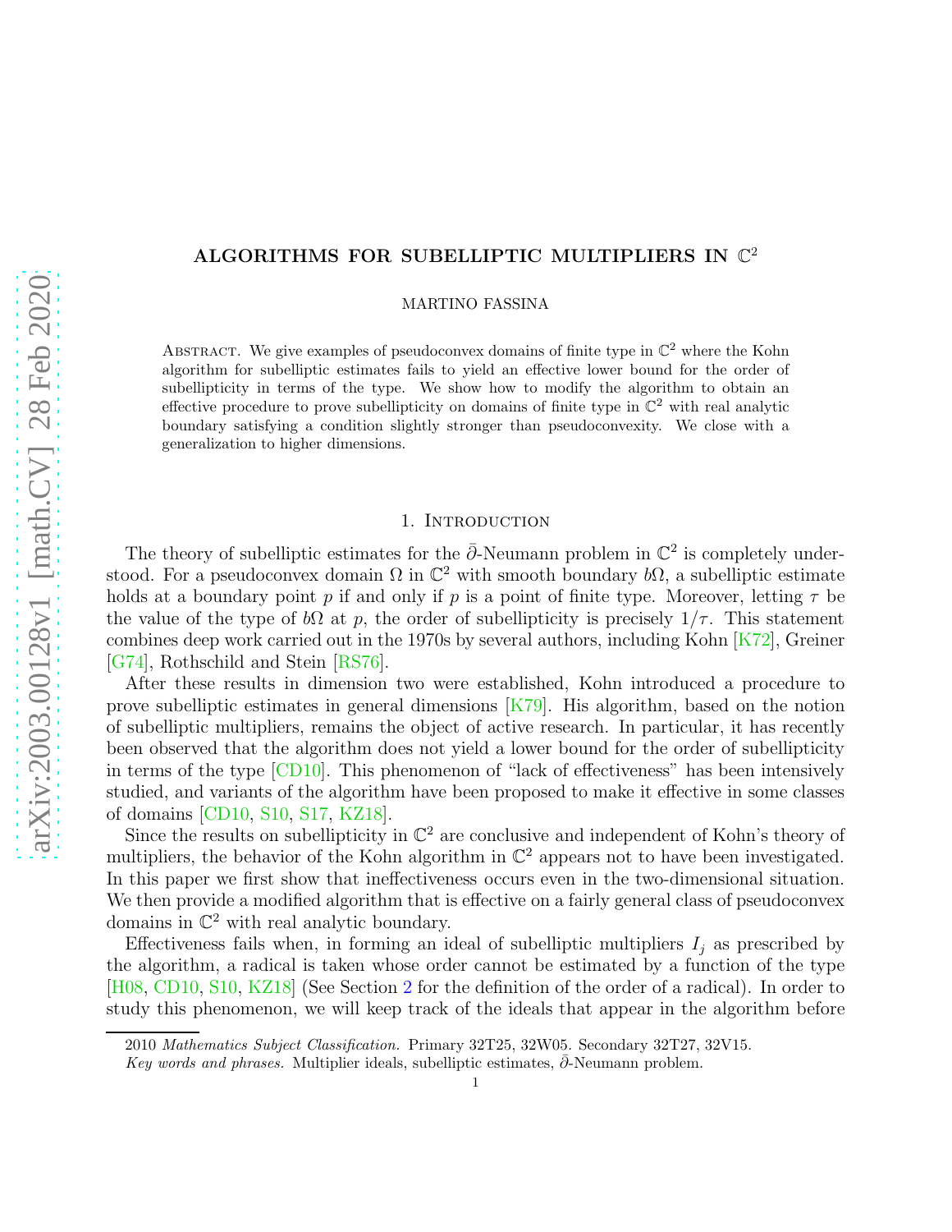# ALGORITHMS FOR SUBELLIPTIC MULTIPLIERS IN $\mathbb{C}^2$

MARTINO FASSINA

Abstract. We give examples of pseudoconvex domains of finite type in $\mathbb{C}^2$ where the Kohn algorithm for subelliptic estimates fails to yield an effective lower bound for the order of subellipticity in terms of the type. We show how to modify the algorithm to obtain an effective procedure to prove subellipticity on domains of finite type in $\mathbb{C}^2$ with real analytic boundary satisfying a condition slightly stronger than pseudoconvexity. We close with a generalization to higher dimensions.

## 1. Introduction

The theory of subelliptic estimates for the $\bar{\partial}$-Neumann problem in $\mathbb{C}^2$ is completely understood. For a pseudoconvex domain $\Omega$ in $\mathbb{C}^2$ with smooth boundary $b\Omega$, a subelliptic estimate holds at a boundary point $p$ if and only if $p$ is a point of finite type. Moreover, letting $\tau$ be the value of the type of $b\Omega$ at $p$, the order of subellipticity is precisely $1/\tau$. This statement combines deep work carried out in the 1970s by several authors, including Kohn [K72], Greiner [G74], Rothschild and Stein [RS76].

After these results in dimension two were established, Kohn introduced a procedure to prove subelliptic estimates in general dimensions [K79]. His algorithm, based on the notion of subelliptic multipliers, remains the object of active research. In particular, it has recently been observed that the algorithm does not yield a lower bound for the order of subellipticity in terms of the type [CD10]. This phenomenon of "lack of effectiveness" has been intensively studied, and variants of the algorithm have been proposed to make it effective in some classes of domains [CD10, S10, S17, KZ18].

Since the results on subellipticity in $\mathbb{C}^2$ are conclusive and independent of Kohn's theory of multipliers, the behavior of the Kohn algorithm in $\mathbb{C}^2$ appears not to have been investigated. In this paper we first show that ineffectiveness occurs even in the two-dimensional situation. We then provide a modified algorithm that is effective on a fairly general class of pseudoconvex domains in $\mathbb{C}^2$ with real analytic boundary.

Effectiveness fails when, in forming an ideal of subelliptic multipliers $I_j$ as prescribed by the algorithm, a radical is taken whose order cannot be estimated by a function of the type [H08, CD10, S10, KZ18] (See Section 2 for the definition of the order of a radical). In order to study this phenomenon, we will keep track of the ideals that appear in the algorithm before

2010 *Mathematics Subject Classification.* Primary 32T25, 32W05. Secondary 32T27, 32V15.

*Key words and phrases.* Multiplier ideals, subelliptic estimates, $\bar{\partial}$-Neumann problem.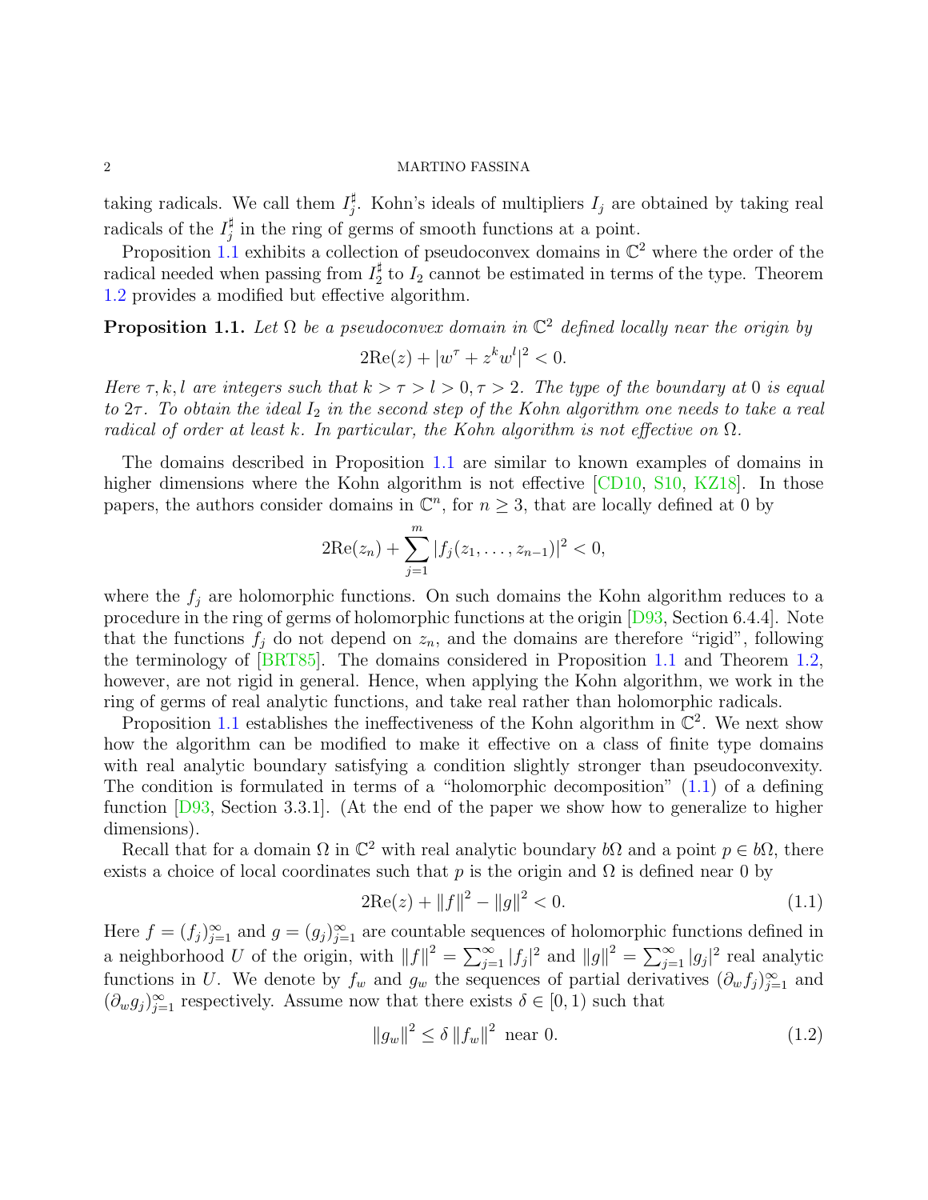taking radicals. We call them $I_j^\sharp$. Kohn's ideals of multipliers $I_j$ are obtained by taking real radicals of the $I_j^\sharp$ in the ring of germs of smooth functions at a point.

Proposition 1.1 exhibits a collection of pseudoconvex domains in $\mathbb{C}^2$ where the order of the radical needed when passing from $I_2^\sharp$ to $I_2$ cannot be estimated in terms of the type. Theorem 1.2 provides a modified but effective algorithm.

**Proposition 1.1.** *Let $\Omega$ be a pseudoconvex domain in $\mathbb{C}^2$ defined locally near the origin by*

$$2\mathrm{Re}(z) + |w^\tau + z^k w^l|^2 < 0.$$

*Here $\tau, k, l$ are integers such that $k > \tau > l > 0, \tau > 2$. The type of the boundary at $0$ is equal to $2\tau$. To obtain the ideal $I_2$ in the second step of the Kohn algorithm one needs to take a real radical of order at least $k$. In particular, the Kohn algorithm is not effective on $\Omega$.*

The domains described in Proposition 1.1 are similar to known examples of domains in higher dimensions where the Kohn algorithm is not effective [CD10, S10, KZ18]. In those papers, the authors consider domains in $\mathbb{C}^n$, for $n \geq 3$, that are locally defined at 0 by

$$2\mathrm{Re}(z_n) + \sum_{j=1}^{m} |f_j(z_1, \ldots, z_{n-1})|^2 < 0,$$

where the $f_j$ are holomorphic functions. On such domains the Kohn algorithm reduces to a procedure in the ring of germs of holomorphic functions at the origin [D93, Section 6.4.4]. Note that the functions $f_j$ do not depend on $z_n$, and the domains are therefore "rigid", following the terminology of [BRT85]. The domains considered in Proposition 1.1 and Theorem 1.2, however, are not rigid in general. Hence, when applying the Kohn algorithm, we work in the ring of germs of real analytic functions, and take real rather than holomorphic radicals.

Proposition 1.1 establishes the ineffectiveness of the Kohn algorithm in $\mathbb{C}^2$. We next show how the algorithm can be modified to make it effective on a class of finite type domains with real analytic boundary satisfying a condition slightly stronger than pseudoconvexity. The condition is formulated in terms of a "holomorphic decomposition" (1.1) of a defining function [D93, Section 3.3.1]. (At the end of the paper we show how to generalize to higher dimensions).

Recall that for a domain $\Omega$ in $\mathbb{C}^2$ with real analytic boundary $b\Omega$ and a point $p \in b\Omega$, there exists a choice of local coordinates such that $p$ is the origin and $\Omega$ is defined near 0 by

$$2\mathrm{Re}(z) + \|f\|^2 - \|g\|^2 < 0. \tag{1.1}$$

Here $f = (f_j)_{j=1}^\infty$ and $g = (g_j)_{j=1}^\infty$ are countable sequences of holomorphic functions defined in a neighborhood $U$ of the origin, with $\|f\|^2 = \sum_{j=1}^\infty |f_j|^2$ and $\|g\|^2 = \sum_{j=1}^\infty |g_j|^2$ real analytic functions in $U$. We denote by $f_w$ and $g_w$ the sequences of partial derivatives $(\partial_w f_j)_{j=1}^\infty$ and $(\partial_w g_j)_{j=1}^\infty$ respectively. Assume now that there exists $\delta \in [0, 1)$ such that

$$\|g_w\|^2 \leq \delta \|f_w\|^2 \text{ near } 0. \tag{1.2}$$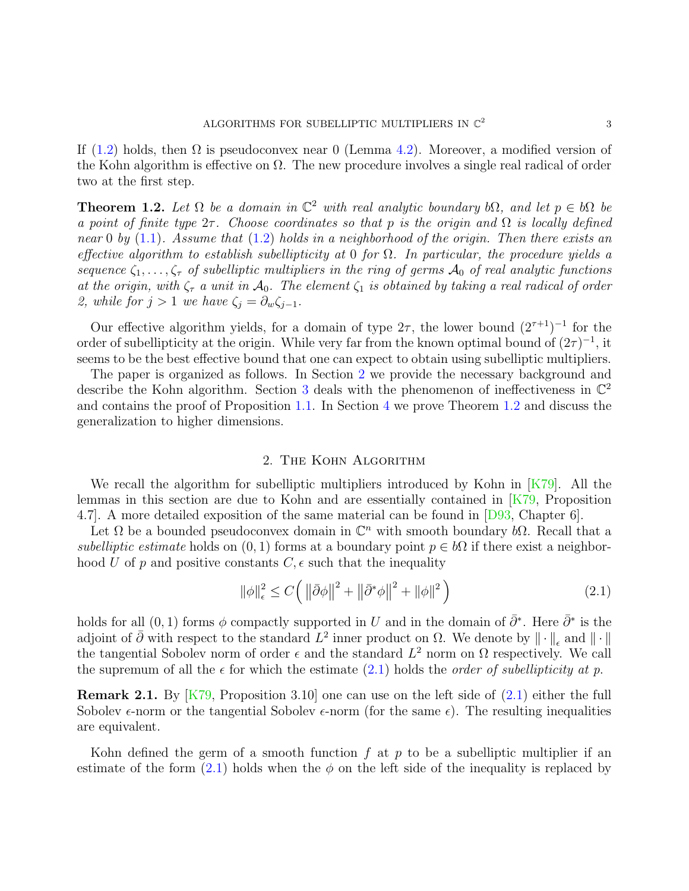If (1.2) holds, then $\Omega$ is pseudoconvex near 0 (Lemma 4.2). Moreover, a modified version of the Kohn algorithm is effective on $\Omega$. The new procedure involves a single real radical of order two at the first step.

**Theorem 1.2.** *Let $\Omega$ be a domain in $\mathbb{C}^2$ with real analytic boundary $b\Omega$, and let $p \in b\Omega$ be a point of finite type $2\tau$. Choose coordinates so that $p$ is the origin and $\Omega$ is locally defined near 0 by (1.1). Assume that (1.2) holds in a neighborhood of the origin. Then there exists an effective algorithm to establish subellipticity at 0 for $\Omega$. In particular, the procedure yields a sequence $\zeta_1, \dots, \zeta_\tau$ of subelliptic multipliers in the ring of germs $\mathcal{A}_0$ of real analytic functions at the origin, with $\zeta_\tau$ a unit in $\mathcal{A}_0$. The element $\zeta_1$ is obtained by taking a real radical of order 2, while for $j > 1$ we have $\zeta_j = \partial_w \zeta_{j-1}$.*

Our effective algorithm yields, for a domain of type $2\tau$, the lower bound $(2^{\tau+1})^{-1}$ for the order of subellipticity at the origin. While very far from the known optimal bound of $(2\tau)^{-1}$, it seems to be the best effective bound that one can expect to obtain using subelliptic multipliers.

The paper is organized as follows. In Section 2 we provide the necessary background and describe the Kohn algorithm. Section 3 deals with the phenomenon of ineffectiveness in $\mathbb{C}^2$ and contains the proof of Proposition 1.1. In Section 4 we prove Theorem 1.2 and discuss the generalization to higher dimensions.

## 2. The Kohn Algorithm

We recall the algorithm for subelliptic multipliers introduced by Kohn in [K79]. All the lemmas in this section are due to Kohn and are essentially contained in [K79, Proposition 4.7]. A more detailed exposition of the same material can be found in [D93, Chapter 6].

Let $\Omega$ be a bounded pseudoconvex domain in $\mathbb{C}^n$ with smooth boundary $b\Omega$. Recall that a *subelliptic estimate* holds on $(0,1)$ forms at a boundary point $p \in b\Omega$ if there exist a neighborhood $U$ of $p$ and positive constants $C, \epsilon$ such that the inequality

$$\|\phi\|_\epsilon^2 \le C\Big( \left\|\bar\partial\phi\right\|^2 + \left\|\bar\partial^*\phi\right\|^2 + \|\phi\|^2 \Big) \tag{2.1}$$

holds for all $(0,1)$ forms $\phi$ compactly supported in $U$ and in the domain of $\bar\partial^*$. Here $\bar\partial^*$ is the adjoint of $\bar\partial$ with respect to the standard $L^2$ inner product on $\Omega$. We denote by $\|\cdot\|_\epsilon$ and $\|\cdot\|$ the tangential Sobolev norm of order $\epsilon$ and the standard $L^2$ norm on $\Omega$ respectively. We call the supremum of all the $\epsilon$ for which the estimate (2.1) holds the *order of subellipticity at $p$*.

**Remark 2.1.** By [K79, Proposition 3.10] one can use on the left side of (2.1) either the full Sobolev $\epsilon$-norm or the tangential Sobolev $\epsilon$-norm (for the same $\epsilon$). The resulting inequalities are equivalent.

Kohn defined the germ of a smooth function $f$ at $p$ to be a subelliptic multiplier if an estimate of the form (2.1) holds when the $\phi$ on the left side of the inequality is replaced by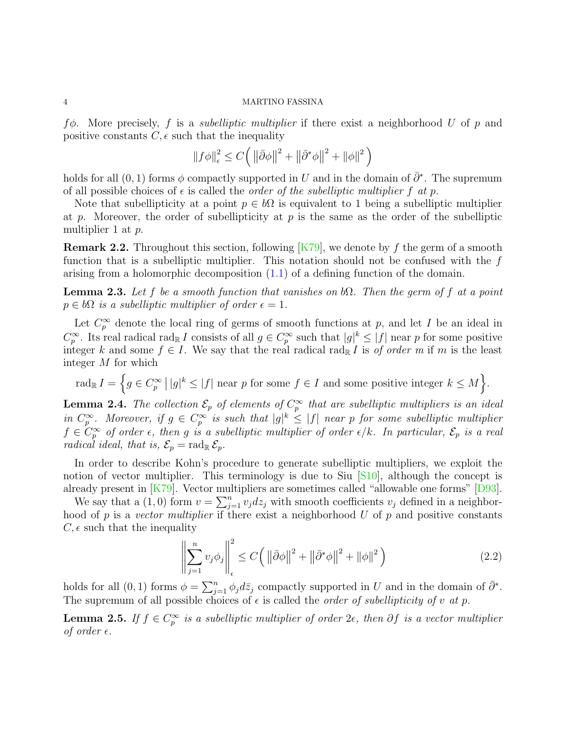$f\phi$. More precisely, $f$ is a *subelliptic multiplier* if there exist a neighborhood $U$ of $p$ and positive constants $C, \epsilon$ such that the inequality

$$\|f\phi\|_{\epsilon}^2 \leq C\Big( \left\|\bar{\partial}\phi\right\|^2 + \left\|\bar{\partial}^*\phi\right\|^2 + \|\phi\|^2 \Big)$$

holds for all $(0,1)$ forms $\phi$ compactly supported in $U$ and in the domain of $\bar{\partial}^*$. The supremum of all possible choices of $\epsilon$ is called the *order of the subelliptic multiplier $f$ at $p$*.

Note that subellipticity at a point $p \in b\Omega$ is equivalent to 1 being a subelliptic multiplier at $p$. Moreover, the order of subellipticity at $p$ is the same as the order of the subelliptic multiplier 1 at $p$.

**Remark 2.2.** Throughout this section, following [K79], we denote by $f$ the germ of a smooth function that is a subelliptic multiplier. This notation should not be confused with the $f$ arising from a holomorphic decomposition (1.1) of a defining function of the domain.

**Lemma 2.3.** *Let $f$ be a smooth function that vanishes on $b\Omega$. Then the germ of $f$ at a point $p \in b\Omega$ is a subelliptic multiplier of order $\epsilon = 1$.*

Let $C_p^\infty$ denote the local ring of germs of smooth functions at $p$, and let $I$ be an ideal in $C_p^\infty$. Its real radical $\mathrm{rad}_{\mathbb{R}}\, I$ consists of all $g \in C_p^\infty$ such that $|g|^k \leq |f|$ near $p$ for some positive integer $k$ and some $f \in I$. We say that the real radical $\mathrm{rad}_{\mathbb{R}}\, I$ is *of order $m$* if $m$ is the least integer $M$ for which

$$\mathrm{rad}_{\mathbb{R}}\, I = \Big\{ g \in C_p^\infty \,\big|\, |g|^k \leq |f| \text{ near } p \text{ for some } f \in I \text{ and some positive integer } k \leq M \Big\}.$$

**Lemma 2.4.** *The collection $\mathcal{E}_p$ of elements of $C_p^\infty$ that are subelliptic multipliers is an ideal in $C_p^\infty$. Moreover, if $g \in C_p^\infty$ is such that $|g|^k \leq |f|$ near $p$ for some subelliptic multiplier $f \in C_p^\infty$ of order $\epsilon$, then $g$ is a subelliptic multiplier of order $\epsilon/k$. In particular, $\mathcal{E}_p$ is a real radical ideal, that is, $\mathcal{E}_p = \mathrm{rad}_{\mathbb{R}}\, \mathcal{E}_p$.*

In order to describe Kohn's procedure to generate subelliptic multipliers, we exploit the notion of vector multiplier. This terminology is due to Siu [S10], although the concept is already present in [K79]. Vector multipliers are sometimes called "allowable one forms" [D93].

We say that a $(1,0)$ form $v = \sum_{j=1}^n v_j dz_j$ with smooth coefficients $v_j$ defined in a neighborhood of $p$ is a *vector multiplier* if there exist a neighborhood $U$ of $p$ and positive constants $C, \epsilon$ such that the inequality

$$\left\| \sum_{j=1}^n v_j \phi_j \right\|_{\epsilon}^2 \leq C\Big( \left\|\bar{\partial}\phi\right\|^2 + \left\|\bar{\partial}^*\phi\right\|^2 + \|\phi\|^2 \Big) \tag{2.2}$$

holds for all $(0,1)$ forms $\phi = \sum_{j=1}^n \phi_j d\bar{z}_j$ compactly supported in $U$ and in the domain of $\bar{\partial}^*$. The supremum of all possible choices of $\epsilon$ is called the *order of subellipticity of $v$ at $p$*.

**Lemma 2.5.** *If $f \in C_p^\infty$ is a subelliptic multiplier of order $2\epsilon$, then $\partial f$ is a vector multiplier of order $\epsilon$.*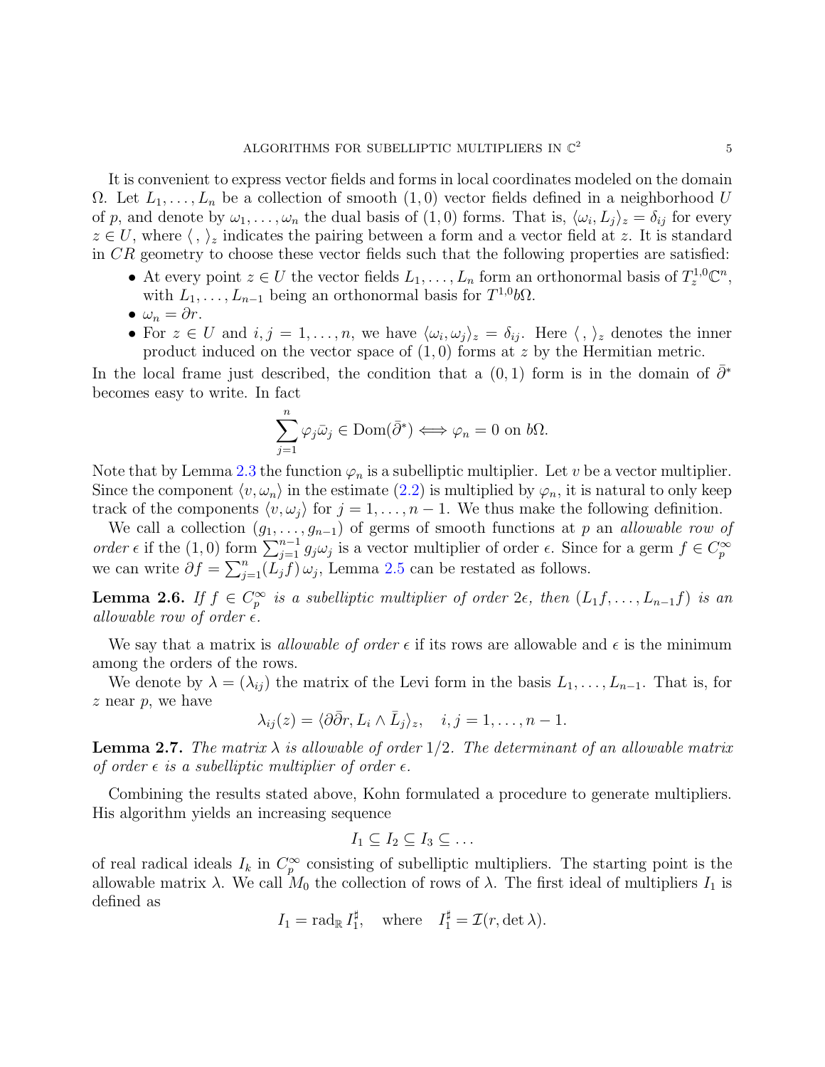It is convenient to express vector fields and forms in local coordinates modeled on the domain $\Omega$. Let $L_1, \dots, L_n$ be a collection of smooth $(1,0)$ vector fields defined in a neighborhood $U$ of $p$, and denote by $\omega_1, \dots, \omega_n$ the dual basis of $(1,0)$ forms. That is, $\langle \omega_i, L_j \rangle_z = \delta_{ij}$ for every $z \in U$, where $\langle\, , \rangle_z$ indicates the pairing between a form and a vector field at $z$. It is standard in $CR$ geometry to choose these vector fields such that the following properties are satisfied:

- At every point $z \in U$ the vector fields $L_1, \dots, L_n$ form an orthonormal basis of $T^{1,0}_z \mathbb{C}^n$, with $L_1, \dots, L_{n-1}$ being an orthonormal basis for $T^{1,0} b\Omega$.
- $\omega_n = \partial r$.
- For $z \in U$ and $i, j = 1, \dots, n$, we have $\langle \omega_i, \omega_j \rangle_z = \delta_{ij}$. Here $\langle\, , \rangle_z$ denotes the inner product induced on the vector space of $(1,0)$ forms at $z$ by the Hermitian metric.

In the local frame just described, the condition that a $(0,1)$ form is in the domain of $\bar\partial^*$ becomes easy to write. In fact

$$\sum_{j=1}^{n} \varphi_j \bar\omega_j \in \mathrm{Dom}(\bar\partial^*) \Longleftrightarrow \varphi_n = 0 \text{ on } b\Omega.$$

Note that by Lemma 2.3 the function $\varphi_n$ is a subelliptic multiplier. Let $v$ be a vector multiplier. Since the component $\langle v, \omega_n \rangle$ in the estimate (2.2) is multiplied by $\varphi_n$, it is natural to only keep track of the components $\langle v, \omega_j \rangle$ for $j = 1, \dots, n-1$. We thus make the following definition.

We call a collection $(g_1, \dots, g_{n-1})$ of germs of smooth functions at $p$ an *allowable row of order* $\epsilon$ if the $(1,0)$ form $\sum_{j=1}^{n-1} g_j \omega_j$ is a vector multiplier of order $\epsilon$. Since for a germ $f \in C^\infty_p$ we can write $\partial f = \sum_{j=1}^{n} (L_j f)\, \omega_j$, Lemma 2.5 can be restated as follows.

**Lemma 2.6.** *If $f \in C^\infty_p$ is a subelliptic multiplier of order $2\epsilon$, then $(L_1 f, \dots, L_{n-1} f)$ is an allowable row of order $\epsilon$.*

We say that a matrix is *allowable of order* $\epsilon$ if its rows are allowable and $\epsilon$ is the minimum among the orders of the rows.

We denote by $\lambda = (\lambda_{ij})$ the matrix of the Levi form in the basis $L_1, \dots, L_{n-1}$. That is, for $z$ near $p$, we have

$$\lambda_{ij}(z) = \langle \partial\bar\partial r, L_i \wedge \bar L_j \rangle_z, \quad i, j = 1, \dots, n-1.$$

**Lemma 2.7.** *The matrix $\lambda$ is allowable of order $1/2$. The determinant of an allowable matrix of order $\epsilon$ is a subelliptic multiplier of order $\epsilon$.*

Combining the results stated above, Kohn formulated a procedure to generate multipliers. His algorithm yields an increasing sequence

$$I_1 \subseteq I_2 \subseteq I_3 \subseteq \dots$$

of real radical ideals $I_k$ in $C^\infty_p$ consisting of subelliptic multipliers. The starting point is the allowable matrix $\lambda$. We call $M_0$ the collection of rows of $\lambda$. The first ideal of multipliers $I_1$ is defined as

$$I_1 = \mathrm{rad}_{\mathbb{R}}\, I_1^\sharp, \quad \text{where} \quad I_1^\sharp = \mathcal{I}(r, \det \lambda).$$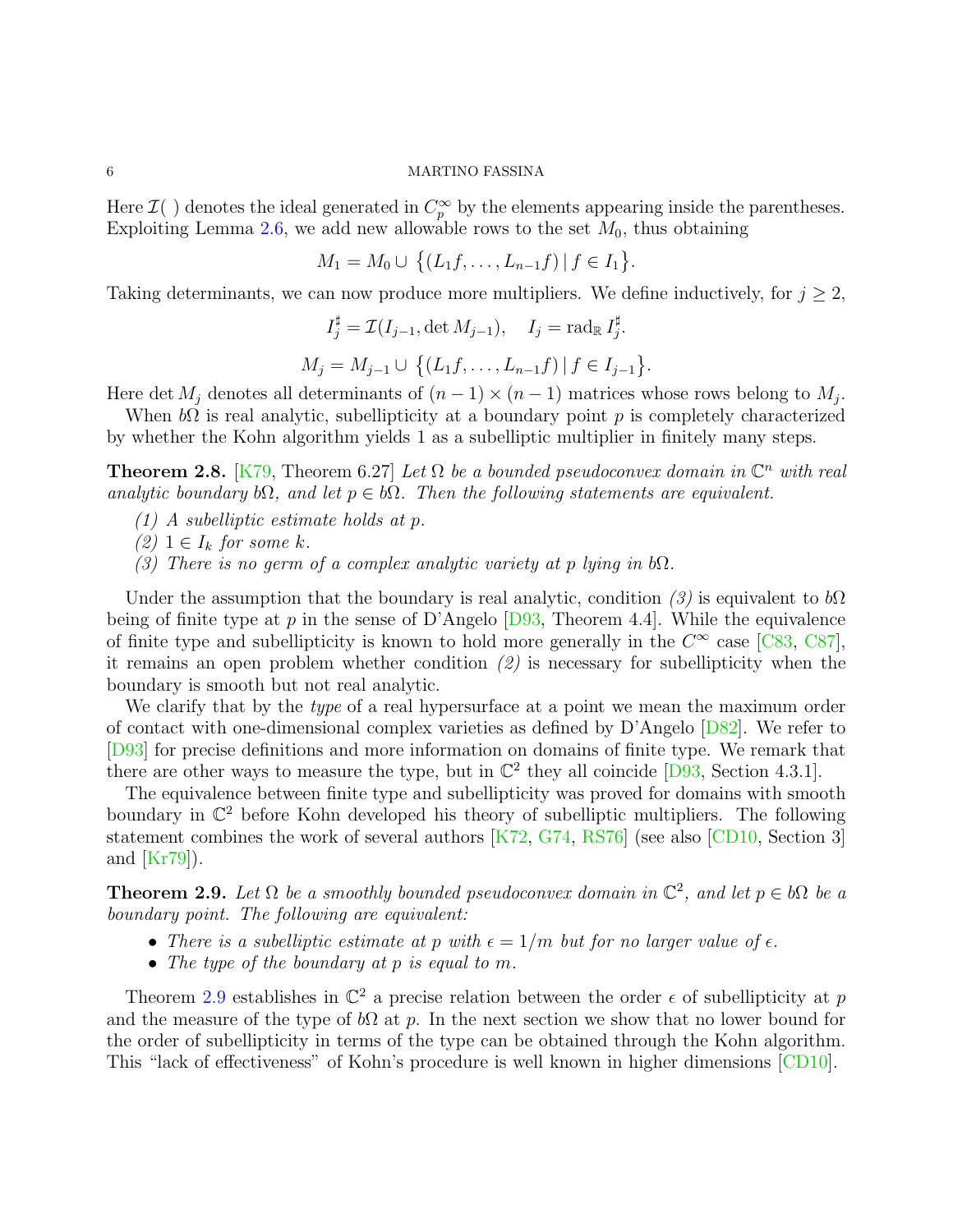Here $\mathcal{I}(\ )$ denotes the ideal generated in $C_p^\infty$ by the elements appearing inside the parentheses. Exploiting Lemma 2.6, we add new allowable rows to the set $M_0$, thus obtaining

$$M_1 = M_0 \cup \big\{(L_1 f, \dots, L_{n-1} f) \,|\, f \in I_1\big\}.$$

Taking determinants, we can now produce more multipliers. We define inductively, for $j \geq 2$,

$$I_j^\sharp = \mathcal{I}(I_{j-1}, \det M_{j-1}), \quad I_j = \operatorname{rad}_{\mathbb{R}} I_j^\sharp.$$

$$M_j = M_{j-1} \cup \big\{(L_1 f, \dots, L_{n-1} f) \,|\, f \in I_{j-1}\big\}.$$

Here $\det M_j$ denotes all determinants of $(n-1) \times (n-1)$ matrices whose rows belong to $M_j$.

When $b\Omega$ is real analytic, subellipticity at a boundary point $p$ is completely characterized by whether the Kohn algorithm yields 1 as a subelliptic multiplier in finitely many steps.

**Theorem 2.8.** [K79, Theorem 6.27] *Let $\Omega$ be a bounded pseudoconvex domain in $\mathbb{C}^n$ with real analytic boundary $b\Omega$, and let $p \in b\Omega$. Then the following statements are equivalent.*

*(1) A subelliptic estimate holds at $p$.*
*(2) $1 \in I_k$ for some $k$.*
*(3) There is no germ of a complex analytic variety at $p$ lying in $b\Omega$.*

Under the assumption that the boundary is real analytic, condition *(3)* is equivalent to $b\Omega$ being of finite type at $p$ in the sense of D'Angelo [D93, Theorem 4.4]. While the equivalence of finite type and subellipticity is known to hold more generally in the $C^\infty$ case [C83, C87], it remains an open problem whether condition *(2)* is necessary for subellipticity when the boundary is smooth but not real analytic.

We clarify that by the *type* of a real hypersurface at a point we mean the maximum order of contact with one-dimensional complex varieties as defined by D'Angelo [D82]. We refer to [D93] for precise definitions and more information on domains of finite type. We remark that there are other ways to measure the type, but in $\mathbb{C}^2$ they all coincide [D93, Section 4.3.1].

The equivalence between finite type and subellipticity was proved for domains with smooth boundary in $\mathbb{C}^2$ before Kohn developed his theory of subelliptic multipliers. The following statement combines the work of several authors [K72, G74, RS76] (see also [CD10, Section 3] and [Kr79]).

**Theorem 2.9.** *Let $\Omega$ be a smoothly bounded pseudoconvex domain in $\mathbb{C}^2$, and let $p \in b\Omega$ be a boundary point. The following are equivalent:*

- *There is a subelliptic estimate at $p$ with $\epsilon = 1/m$ but for no larger value of $\epsilon$.*
- *The type of the boundary at $p$ is equal to $m$.*

Theorem 2.9 establishes in $\mathbb{C}^2$ a precise relation between the order $\epsilon$ of subellipticity at $p$ and the measure of the type of $b\Omega$ at $p$. In the next section we show that no lower bound for the order of subellipticity in terms of the type can be obtained through the Kohn algorithm. This "lack of effectiveness" of Kohn's procedure is well known in higher dimensions [CD10].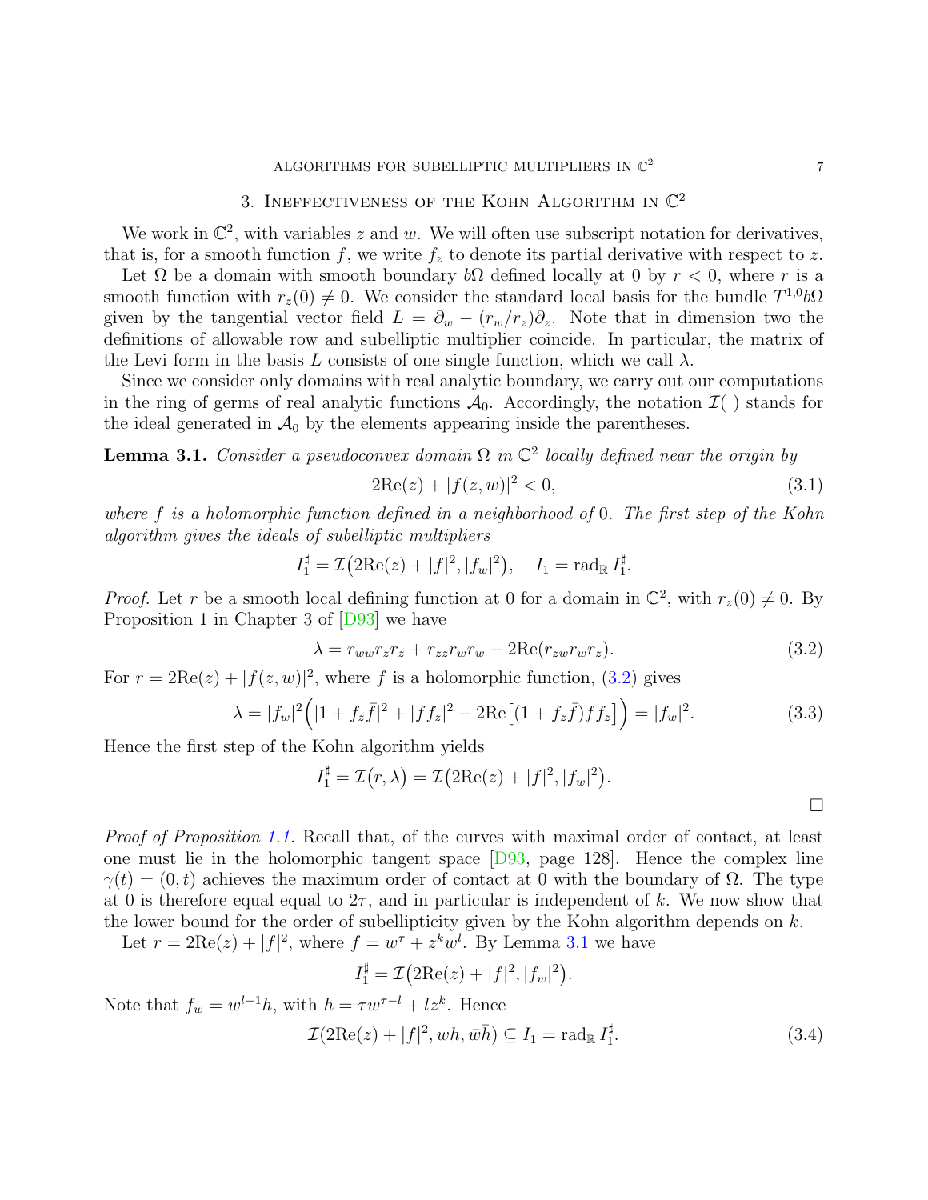## 3. Ineffectiveness of the Kohn Algorithm in $\mathbb{C}^2$

We work in $\mathbb{C}^2$, with variables $z$ and $w$. We will often use subscript notation for derivatives, that is, for a smooth function $f$, we write $f_z$ to denote its partial derivative with respect to $z$.

Let $\Omega$ be a domain with smooth boundary $b\Omega$ defined locally at 0 by $r < 0$, where $r$ is a smooth function with $r_z(0) \neq 0$. We consider the standard local basis for the bundle $T^{1,0}b\Omega$ given by the tangential vector field $L = \partial_w - (r_w/r_z)\partial_z$. Note that in dimension two the definitions of allowable row and subelliptic multiplier coincide. In particular, the matrix of the Levi form in the basis $L$ consists of one single function, which we call $\lambda$.

Since we consider only domains with real analytic boundary, we carry out our computations in the ring of germs of real analytic functions $\mathcal{A}_0$. Accordingly, the notation $\mathcal{I}(\ )$ stands for the ideal generated in $\mathcal{A}_0$ by the elements appearing inside the parentheses.

**Lemma 3.1.** *Consider a pseudoconvex domain $\Omega$ in $\mathbb{C}^2$ locally defined near the origin by*

$$2\mathrm{Re}(z) + |f(z,w)|^2 < 0, \tag{3.1}$$

*where $f$ is a holomorphic function defined in a neighborhood of 0. The first step of the Kohn algorithm gives the ideals of subelliptic multipliers*

$$I_1^\sharp = \mathcal{I}\big(2\mathrm{Re}(z) + |f|^2, |f_w|^2\big), \quad I_1 = \mathrm{rad}_{\mathbb{R}}\, I_1^\sharp.$$

*Proof.* Let $r$ be a smooth local defining function at 0 for a domain in $\mathbb{C}^2$, with $r_z(0) \neq 0$. By Proposition 1 in Chapter 3 of [D93] we have

$$\lambda = r_{w\bar{w}} r_z r_{\bar{z}} + r_{z\bar{z}} r_w r_{\bar{w}} - 2\mathrm{Re}(r_{z\bar{w}} r_w r_{\bar{z}}). \tag{3.2}$$

For $r = 2\mathrm{Re}(z) + |f(z,w)|^2$, where $f$ is a holomorphic function, (3.2) gives

$$\lambda = |f_w|^2 \Big( |1 + f_z \bar{f}|^2 + |f f_z|^2 - 2\mathrm{Re}\big[(1 + f_z \bar{f}) f f_{\bar{z}}\big] \Big) = |f_w|^2. \tag{3.3}$$

Hence the first step of the Kohn algorithm yields

$$I_1^\sharp = \mathcal{I}\big(r, \lambda\big) = \mathcal{I}\big(2\mathrm{Re}(z) + |f|^2, |f_w|^2\big).$$

$\square$

*Proof of Proposition 1.1.* Recall that, of the curves with maximal order of contact, at least one must lie in the holomorphic tangent space [D93, page 128]. Hence the complex line $\gamma(t) = (0, t)$ achieves the maximum order of contact at 0 with the boundary of $\Omega$. The type at 0 is therefore equal to $2\tau$, and in particular is independent of $k$. We now show that the lower bound for the order of subellipticity given by the Kohn algorithm depends on $k$.

Let $r = 2\mathrm{Re}(z) + |f|^2$, where $f = w^\tau + z^k w^l$. By Lemma 3.1 we have

$$I_1^\sharp = \mathcal{I}\big(2\mathrm{Re}(z) + |f|^2, |f_w|^2\big).$$

Note that $f_w = w^{l-1} h$, with $h = \tau w^{\tau - l} + l z^k$. Hence

$$\mathcal{I}(2\mathrm{Re}(z) + |f|^2, wh, \bar{w}\bar{h}) \subseteq I_1 = \mathrm{rad}_{\mathbb{R}}\, I_1^\sharp. \tag{3.4}$$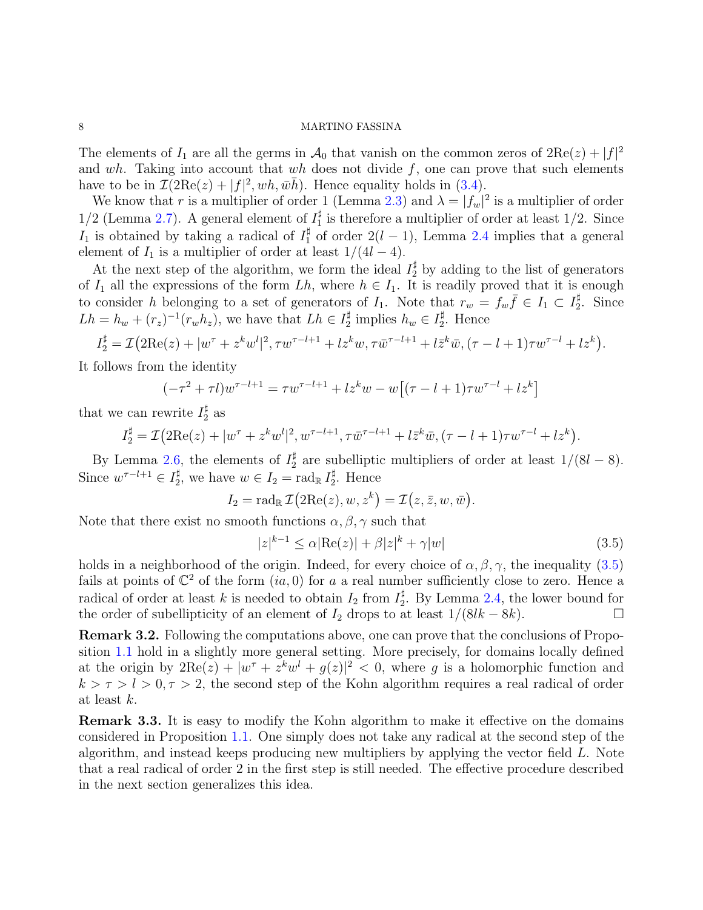The elements of $I_1$ are all the germs in $\mathcal{A}_0$ that vanish on the common zeros of $2\text{Re}(z) + |f|^2$ and $wh$. Taking into account that $wh$ does not divide $f$, one can prove that such elements have to be in $\mathcal{I}(2\text{Re}(z) + |f|^2, wh, \bar{w}\bar{h})$. Hence equality holds in (3.4).

We know that $r$ is a multiplier of order 1 (Lemma 2.3) and $\lambda = |f_w|^2$ is a multiplier of order $1/2$ (Lemma 2.7). A general element of $I_1^\sharp$ is therefore a multiplier of order at least $1/2$. Since $I_1$ is obtained by taking a radical of $I_1^\sharp$ of order $2(l-1)$, Lemma 2.4 implies that a general element of $I_1$ is a multiplier of order at least $1/(4l-4)$.

At the next step of the algorithm, we form the ideal $I_2^\sharp$ by adding to the list of generators of $I_1$ all the expressions of the form $Lh$, where $h \in I_1$. It is readily proved that it is enough to consider $h$ belonging to a set of generators of $I_1$. Note that $r_w = f_w \bar{f} \in I_1 \subset I_2^\sharp$. Since $Lh = h_w + (r_z)^{-1}(r_w h_z)$, we have that $Lh \in I_2^\sharp$ implies $h_w \in I_2^\sharp$. Hence

$$I_2^\sharp = \mathcal{I}\big(2\text{Re}(z) + |w^\tau + z^k w^l|^2, \tau w^{\tau-l+1} + l z^k w, \tau \bar{w}^{\tau-l+1} + l\bar{z}^k \bar{w}, (\tau - l + 1)\tau w^{\tau-l} + l z^k\big).$$

It follows from the identity

$$(-\tau^2 + \tau l)w^{\tau-l+1} = \tau w^{\tau-l+1} + l z^k w - w\big[(\tau - l + 1)\tau w^{\tau-l} + l z^k\big]$$

that we can rewrite $I_2^\sharp$ as

$$I_2^\sharp = \mathcal{I}\big(2\text{Re}(z) + |w^\tau + z^k w^l|^2, w^{\tau-l+1}, \tau \bar{w}^{\tau-l+1} + l\bar{z}^k \bar{w}, (\tau - l + 1)\tau w^{\tau-l} + l z^k\big).$$

By Lemma 2.6, the elements of $I_2^\sharp$ are subelliptic multipliers of order at least $1/(8l-8)$. Since $w^{\tau-l+1} \in I_2^\sharp$, we have $w \in I_2 = \text{rad}_{\mathbb{R}}\, I_2^\sharp$. Hence

$$I_2 = \text{rad}_{\mathbb{R}}\, \mathcal{I}\big(2\text{Re}(z), w, z^k\big) = \mathcal{I}\big(z, \bar{z}, w, \bar{w}\big).$$

Note that there exist no smooth functions $\alpha, \beta, \gamma$ such that

$$|z|^{k-1} \leq \alpha|\text{Re}(z)| + \beta|z|^k + \gamma|w| \tag{3.5}$$

holds in a neighborhood of the origin. Indeed, for every choice of $\alpha, \beta, \gamma$, the inequality (3.5) fails at points of $\mathbb{C}^2$ of the form $(ia, 0)$ for $a$ a real number sufficiently close to zero. Hence a radical of order at least $k$ is needed to obtain $I_2$ from $I_2^\sharp$. By Lemma 2.4, the lower bound for the order of subellipticity of an element of $I_2$ drops to at least $1/(8lk - 8k)$. $\square$

**Remark 3.2.** Following the computations above, one can prove that the conclusions of Proposition 1.1 hold in a slightly more general setting. More precisely, for domains locally defined at the origin by $2\text{Re}(z) + |w^\tau + z^k w^l + g(z)|^2 < 0$, where $g$ is a holomorphic function and $k > \tau > l > 0, \tau > 2$, the second step of the Kohn algorithm requires a real radical of order at least $k$.

**Remark 3.3.** It is easy to modify the Kohn algorithm to make it effective on the domains considered in Proposition 1.1. One simply does not take any radical at the second step of the algorithm, and instead keeps producing new multipliers by applying the vector field $L$. Note that a real radical of order 2 in the first step is still needed. The effective procedure described in the next section generalizes this idea.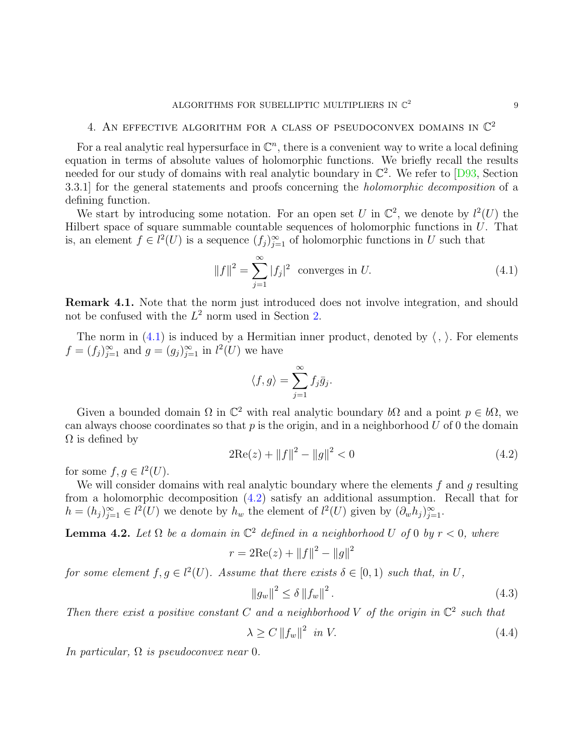## 4. An effective algorithm for a class of pseudoconvex domains in $\mathbb{C}^2$

For a real analytic real hypersurface in $\mathbb{C}^n$, there is a convenient way to write a local defining equation in terms of absolute values of holomorphic functions. We briefly recall the results needed for our study of domains with real analytic boundary in $\mathbb{C}^2$. We refer to [D93, Section 3.3.1] for the general statements and proofs concerning the *holomorphic decomposition* of a defining function.

We start by introducing some notation. For an open set $U$ in $\mathbb{C}^2$, we denote by $l^2(U)$ the Hilbert space of square summable countable sequences of holomorphic functions in $U$. That is, an element $f \in l^2(U)$ is a sequence $(f_j)_{j=1}^{\infty}$ of holomorphic functions in $U$ such that

$$\|f\|^2 = \sum_{j=1}^{\infty} |f_j|^2 \text{ converges in } U. \tag{4.1}$$

**Remark 4.1.** Note that the norm just introduced does not involve integration, and should not be confused with the $L^2$ norm used in Section 2.

The norm in (4.1) is induced by a Hermitian inner product, denoted by $\langle \, , \rangle$. For elements $f = (f_j)_{j=1}^{\infty}$ and $g = (g_j)_{j=1}^{\infty}$ in $l^2(U)$ we have

$$\langle f, g \rangle = \sum_{j=1}^{\infty} f_j \bar{g}_j.$$

Given a bounded domain $\Omega$ in $\mathbb{C}^2$ with real analytic boundary $b\Omega$ and a point $p \in b\Omega$, we can always choose coordinates so that $p$ is the origin, and in a neighborhood $U$ of $0$ the domain $\Omega$ is defined by

$$2\mathrm{Re}(z) + \|f\|^2 - \|g\|^2 < 0 \tag{4.2}$$

for some $f, g \in l^2(U)$.

We will consider domains with real analytic boundary where the elements $f$ and $g$ resulting from a holomorphic decomposition (4.2) satisfy an additional assumption. Recall that for $h = (h_j)_{j=1}^{\infty} \in l^2(U)$ we denote by $h_w$ the element of $l^2(U)$ given by $(\partial_w h_j)_{j=1}^{\infty}$.

**Lemma 4.2.** *Let $\Omega$ be a domain in $\mathbb{C}^2$ defined in a neighborhood $U$ of $0$ by $r < 0$, where*

$$r = 2\mathrm{Re}(z) + \|f\|^2 - \|g\|^2$$

*for some element $f, g \in l^2(U)$. Assume that there exists $\delta \in [0, 1)$ such that, in $U$,*

$$\|g_w\|^2 \leq \delta \|f_w\|^2. \tag{4.3}$$

*Then there exist a positive constant $C$ and a neighborhood $V$ of the origin in $\mathbb{C}^2$ such that*

$$\lambda \geq C \|f_w\|^2 \text{ in } V. \tag{4.4}$$

*In particular, $\Omega$ is pseudoconvex near $0$.*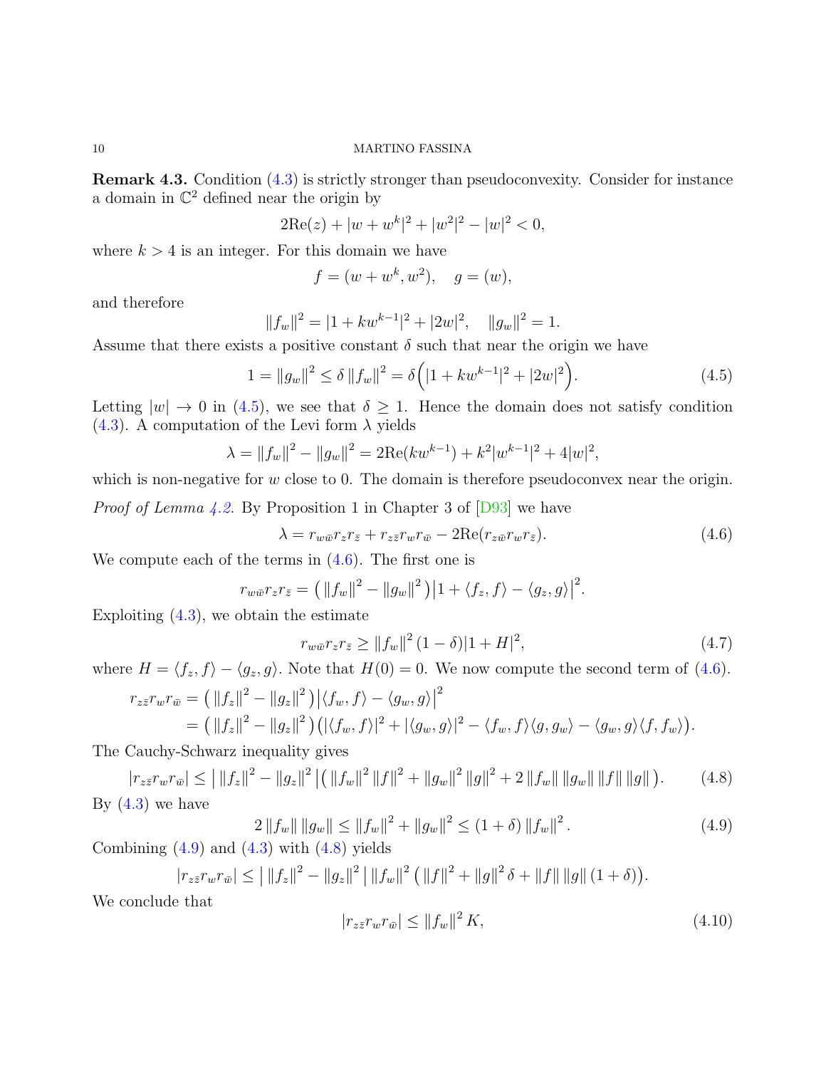**Remark 4.3.** Condition (4.3) is strictly stronger than pseudoconvexity. Consider for instance a domain in $\mathbb{C}^2$ defined near the origin by

$$2\text{Re}(z) + |w + w^k|^2 + |w^2|^2 - |w|^2 < 0,$$

where $k > 4$ is an integer. For this domain we have

$$f = (w + w^k, w^2), \quad g = (w),$$

and therefore

$$\|f_w\|^2 = |1 + kw^{k-1}|^2 + |2w|^2, \quad \|g_w\|^2 = 1.$$

Assume that there exists a positive constant $\delta$ such that near the origin we have

$$1 = \|g_w\|^2 \leq \delta \|f_w\|^2 = \delta\Big(|1 + kw^{k-1}|^2 + |2w|^2\Big). \tag{4.5}$$

Letting $|w| \to 0$ in (4.5), we see that $\delta \geq 1$. Hence the domain does not satisfy condition (4.3). A computation of the Levi form $\lambda$ yields

$$\lambda = \|f_w\|^2 - \|g_w\|^2 = 2\text{Re}(kw^{k-1}) + k^2|w^{k-1}|^2 + 4|w|^2,$$

which is non-negative for $w$ close to 0. The domain is therefore pseudoconvex near the origin.

*Proof of Lemma 4.2.* By Proposition 1 in Chapter 3 of [D93] we have

$$\lambda = r_{w\bar{w}} r_z r_{\bar{z}} + r_{z\bar{z}} r_w r_{\bar{w}} - 2\text{Re}(r_{z\bar{w}} r_w r_{\bar{z}}). \tag{4.6}$$

We compute each of the terms in (4.6). The first one is

$$r_{w\bar{w}} r_z r_{\bar{z}} = \big(\|f_w\|^2 - \|g_w\|^2\big)\big|1 + \langle f_z, f\rangle - \langle g_z, g\rangle\big|^2.$$

Exploiting (4.3), we obtain the estimate

$$r_{w\bar{w}} r_z r_{\bar{z}} \geq \|f_w\|^2 (1 - \delta)|1 + H|^2, \tag{4.7}$$

where $H = \langle f_z, f\rangle - \langle g_z, g\rangle$. Note that $H(0) = 0$. We now compute the second term of (4.6).

$$\begin{aligned} r_{z\bar{z}} r_w r_{\bar{w}} &= \big(\|f_z\|^2 - \|g_z\|^2\big)\big|\langle f_w, f\rangle - \langle g_w, g\rangle\big|^2 \\ &= \big(\|f_z\|^2 - \|g_z\|^2\big)\big(|\langle f_w, f\rangle|^2 + |\langle g_w, g\rangle|^2 - \langle f_w, f\rangle\langle g, g_w\rangle - \langle g_w, g\rangle\langle f, f_w\rangle\big). \end{aligned}$$

The Cauchy-Schwarz inequality gives

$$|r_{z\bar{z}} r_w r_{\bar{w}}| \leq \big|\,\|f_z\|^2 - \|g_z\|^2\,\big|\big(\|f_w\|^2\|f\|^2 + \|g_w\|^2\|g\|^2 + 2\|f_w\|\|g_w\|\|f\|\|g\|\big). \tag{4.8}$$

By (4.3) we have

$$2\|f_w\|\|g_w\| \leq \|f_w\|^2 + \|g_w\|^2 \leq (1 + \delta)\|f_w\|^2. \tag{4.9}$$

Combining (4.9) and (4.3) with (4.8) yields

$$|r_{z\bar{z}} r_w r_{\bar{w}}| \leq \big|\,\|f_z\|^2 - \|g_z\|^2\,\big|\,\|f_w\|^2\big(\|f\|^2 + \|g\|^2\delta + \|f\|\|g\|(1 + \delta)\big).$$

We conclude that

$$|r_{z\bar{z}} r_w r_{\bar{w}}| \leq \|f_w\|^2 K, \tag{4.10}$$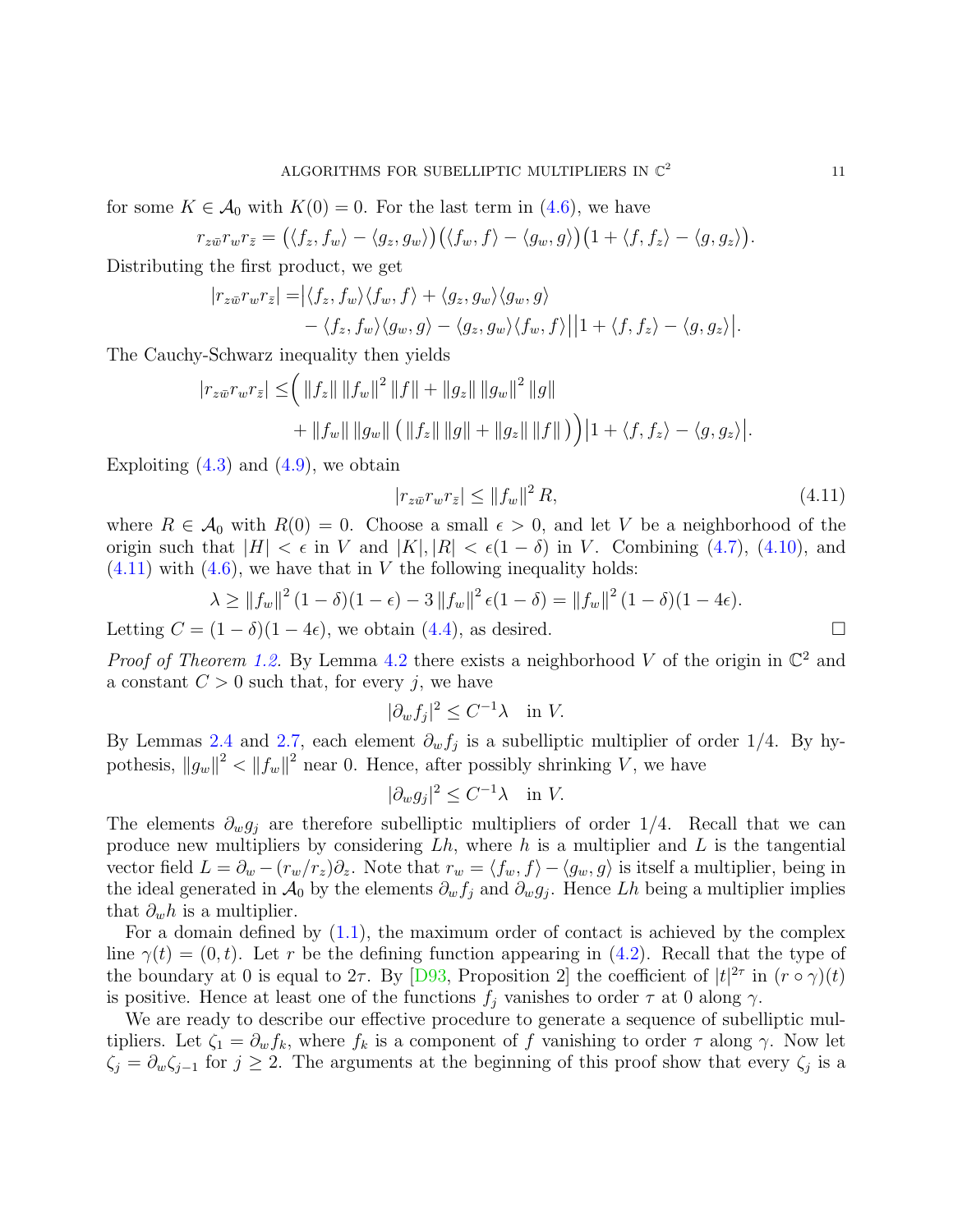for some $K \in \mathcal{A}_0$ with $K(0) = 0$. For the last term in (4.6), we have

$$r_{z\bar{w}} r_w r_{\bar{z}} = \big(\langle f_z, f_w \rangle - \langle g_z, g_w \rangle\big)\big(\langle f_w, f \rangle - \langle g_w, g \rangle\big)\big(1 + \langle f, f_z \rangle - \langle g, g_z \rangle\big).$$

Distributing the first product, we get

$$\begin{aligned} |r_{z\bar{w}} r_w r_{\bar{z}}| =& \big|\langle f_z, f_w \rangle\langle f_w, f \rangle + \langle g_z, g_w \rangle\langle g_w, g \rangle \\ &- \langle f_z, f_w \rangle\langle g_w, g \rangle - \langle g_z, g_w \rangle\langle f_w, f \rangle\big|\big|1 + \langle f, f_z \rangle - \langle g, g_z \rangle\big|. \end{aligned}$$

The Cauchy-Schwarz inequality then yields

$$\begin{aligned} |r_{z\bar{w}} r_w r_{\bar{z}}| \leq& \Big( \|f_z\| \|f_w\|^2 \|f\| + \|g_z\| \|g_w\|^2 \|g\| \\ &+ \|f_w\| \|g_w\| \big( \|f_z\| \|g\| + \|g_z\| \|f\| \big)\Big)\big|1 + \langle f, f_z \rangle - \langle g, g_z \rangle\big|. \end{aligned}$$

Exploiting (4.3) and (4.9), we obtain

$$|r_{z\bar{w}} r_w r_{\bar{z}}| \leq \|f_w\|^2 R, \tag{4.11}$$

where $R \in \mathcal{A}_0$ with $R(0) = 0$. Choose a small $\epsilon > 0$, and let $V$ be a neighborhood of the origin such that $|H| < \epsilon$ in $V$ and $|K|, |R| < \epsilon(1 - \delta)$ in $V$. Combining (4.7), (4.10), and (4.11) with (4.6), we have that in $V$ the following inequality holds:

$$\lambda \geq \|f_w\|^2 (1 - \delta)(1 - \epsilon) - 3\|f_w\|^2 \epsilon(1 - \delta) = \|f_w\|^2 (1 - \delta)(1 - 4\epsilon).$$

Letting $C = (1 - \delta)(1 - 4\epsilon)$, we obtain (4.4), as desired. $\square$

*Proof of Theorem 1.2.* By Lemma 4.2 there exists a neighborhood $V$ of the origin in $\mathbb{C}^2$ and a constant $C > 0$ such that, for every $j$, we have

$$|\partial_w f_j|^2 \leq C^{-1}\lambda \quad \text{in } V.$$

By Lemmas 2.4 and 2.7, each element $\partial_w f_j$ is a subelliptic multiplier of order 1/4. By hypothesis, $\|g_w\|^2 < \|f_w\|^2$ near 0. Hence, after possibly shrinking $V$, we have

$$|\partial_w g_j|^2 \leq C^{-1}\lambda \quad \text{in } V.$$

The elements $\partial_w g_j$ are therefore subelliptic multipliers of order 1/4. Recall that we can produce new multipliers by considering $Lh$, where $h$ is a multiplier and $L$ is the tangential vector field $L = \partial_w - (r_w/r_z)\partial_z$. Note that $r_w = \langle f_w, f \rangle - \langle g_w, g \rangle$ is itself a multiplier, being in the ideal generated in $\mathcal{A}_0$ by the elements $\partial_w f_j$ and $\partial_w g_j$. Hence $Lh$ being a multiplier implies that $\partial_w h$ is a multiplier.

For a domain defined by (1.1), the maximum order of contact is achieved by the complex line $\gamma(t) = (0, t)$. Let $r$ be the defining function appearing in (4.2). Recall that the type of the boundary at 0 is equal to $2\tau$. By [D93, Proposition 2] the coefficient of $|t|^{2\tau}$ in $(r \circ \gamma)(t)$ is positive. Hence at least one of the functions $f_j$ vanishes to order $\tau$ at 0 along $\gamma$.

We are ready to describe our effective procedure to generate a sequence of subelliptic multipliers. Let $\zeta_1 = \partial_w f_k$, where $f_k$ is a component of $f$ vanishing to order $\tau$ along $\gamma$. Now let $\zeta_j = \partial_w \zeta_{j-1}$ for $j \geq 2$. The arguments at the beginning of this proof show that every $\zeta_j$ is a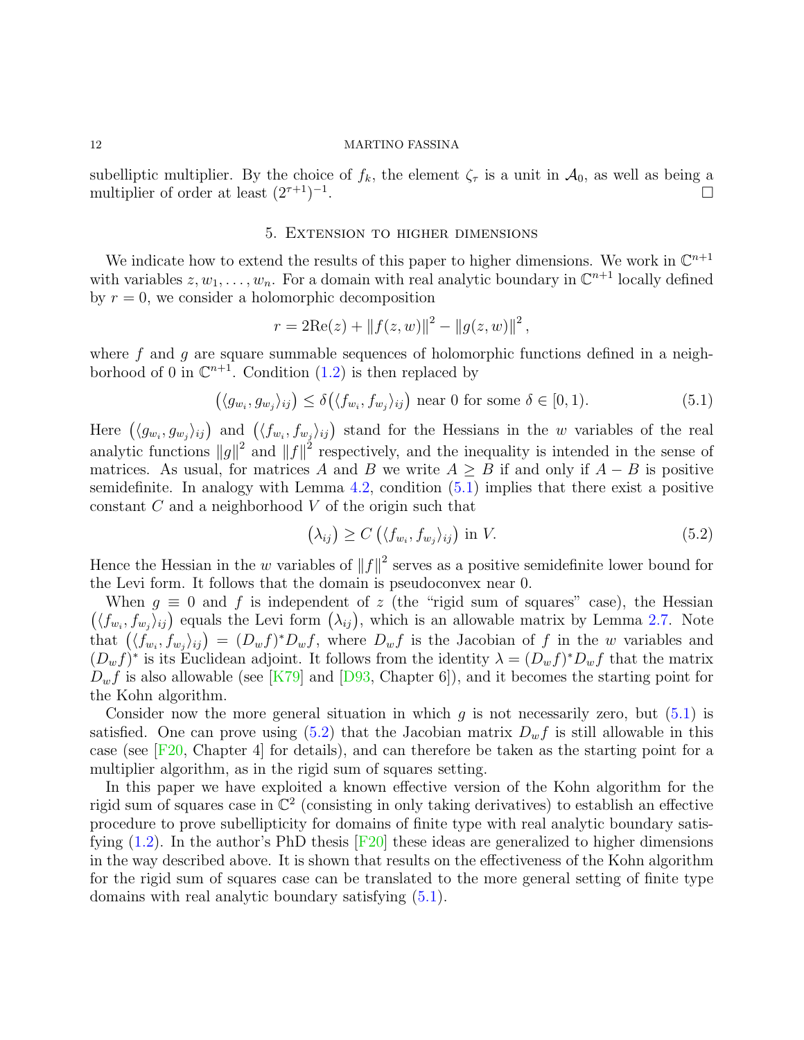subelliptic multiplier. By the choice of $f_k$, the element $\zeta_\tau$ is a unit in $\mathcal{A}_0$, as well as being a multiplier of order at least $(2^{\tau+1})^{-1}$. $\square$

## 5. Extension to higher dimensions

We indicate how to extend the results of this paper to higher dimensions. We work in $\mathbb{C}^{n+1}$ with variables $z, w_1, \ldots, w_n$. For a domain with real analytic boundary in $\mathbb{C}^{n+1}$ locally defined by $r = 0$, we consider a holomorphic decomposition

$$r = 2\mathrm{Re}(z) + \|f(z,w)\|^2 - \|g(z,w)\|^2,$$

where $f$ and $g$ are square summable sequences of holomorphic functions defined in a neighborhood of 0 in $\mathbb{C}^{n+1}$. Condition (1.2) is then replaced by

$$\big(\langle g_{w_i}, g_{w_j}\rangle_{ij}\big) \leq \delta\big(\langle f_{w_i}, f_{w_j}\rangle_{ij}\big) \text{ near 0 for some } \delta \in [0,1). \tag{5.1}$$

Here $\big(\langle g_{w_i}, g_{w_j}\rangle_{ij}\big)$ and $\big(\langle f_{w_i}, f_{w_j}\rangle_{ij}\big)$ stand for the Hessians in the $w$ variables of the real analytic functions $\|g\|^2$ and $\|f\|^2$ respectively, and the inequality is intended in the sense of matrices. As usual, for matrices $A$ and $B$ we write $A \geq B$ if and only if $A - B$ is positive semidefinite. In analogy with Lemma 4.2, condition (5.1) implies that there exist a positive constant $C$ and a neighborhood $V$ of the origin such that

$$\big(\lambda_{ij}\big) \geq C\left(\langle f_{w_i}, f_{w_j}\rangle_{ij}\right) \text{ in } V. \tag{5.2}$$

Hence the Hessian in the $w$ variables of $\|f\|^2$ serves as a positive semidefinite lower bound for the Levi form. It follows that the domain is pseudoconvex near 0.

When $g \equiv 0$ and $f$ is independent of $z$ (the "rigid sum of squares" case), the Hessian $\big(\langle f_{w_i}, f_{w_j}\rangle_{ij}\big)$ equals the Levi form $\big(\lambda_{ij}\big)$, which is an allowable matrix by Lemma 2.7. Note that $\big(\langle f_{w_i}, f_{w_j}\rangle_{ij}\big) = (D_w f)^* D_w f$, where $D_w f$ is the Jacobian of $f$ in the $w$ variables and $(D_w f)^*$ is its Euclidean adjoint. It follows from the identity $\lambda = (D_w f)^* D_w f$ that the matrix $D_w f$ is also allowable (see [K79] and [D93, Chapter 6]), and it becomes the starting point for the Kohn algorithm.

Consider now the more general situation in which $g$ is not necessarily zero, but (5.1) is satisfied. One can prove using (5.2) that the Jacobian matrix $D_w f$ is still allowable in this case (see [F20, Chapter 4] for details), and can therefore be taken as the starting point for a multiplier algorithm, as in the rigid sum of squares setting.

In this paper we have exploited a known effective version of the Kohn algorithm for the rigid sum of squares case in $\mathbb{C}^2$ (consisting in only taking derivatives) to establish an effective procedure to prove subellipticity for domains of finite type with real analytic boundary satisfying (1.2). In the author's PhD thesis [F20] these ideas are generalized to higher dimensions in the way described above. It is shown that results on the effectiveness of the Kohn algorithm for the rigid sum of squares case can be translated to the more general setting of finite type domains with real analytic boundary satisfying (5.1).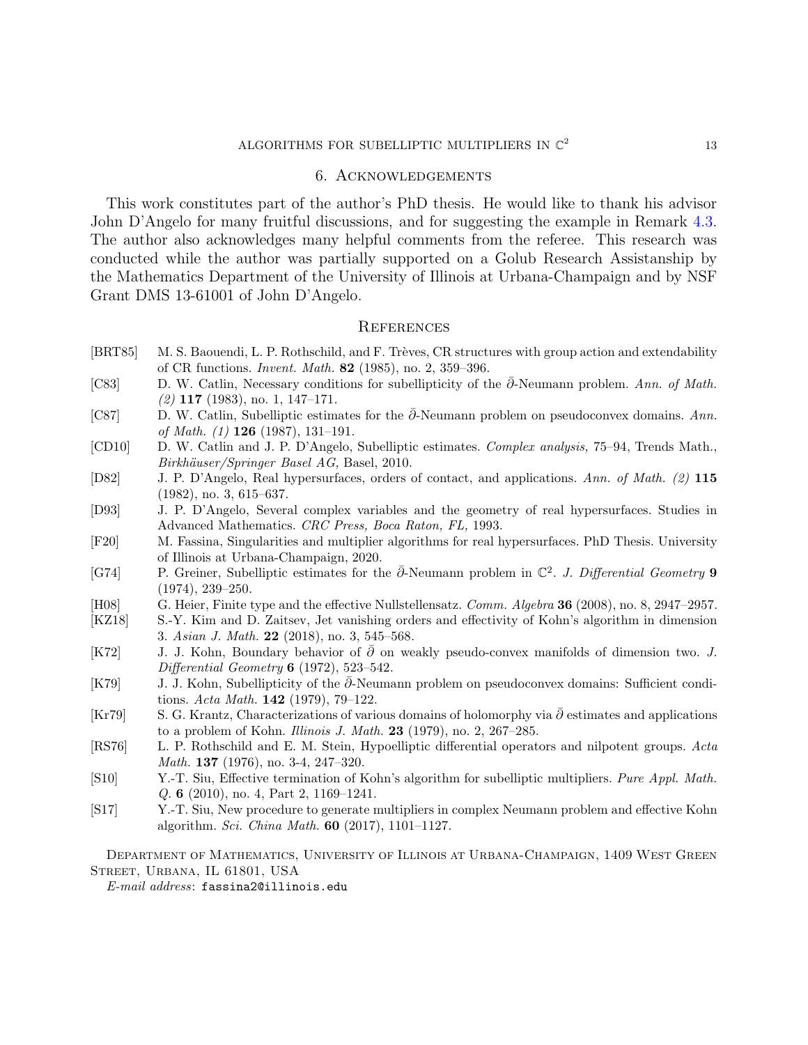## 6. Acknowledgements

This work constitutes part of the author's PhD thesis. He would like to thank his advisor John D'Angelo for many fruitful discussions, and for suggesting the example in Remark 4.3. The author also acknowledges many helpful comments from the referee. This research was conducted while the author was partially supported on a Golub Research Assistanship by the Mathematics Department of the University of Illinois at Urbana-Champaign and by NSF Grant DMS 13-61001 of John D'Angelo.

## References

[BRT85] M. S. Baouendi, L. P. Rothschild, and F. Trèves, CR structures with group action and extendability of CR functions. *Invent. Math.* **82** (1985), no. 2, 359–396.

[C83] D. W. Catlin, Necessary conditions for subellipticity of the $\bar{\partial}$-Neumann problem. *Ann. of Math. (2)* **117** (1983), no. 1, 147–171.

[C87] D. W. Catlin, Subelliptic estimates for the $\bar{\partial}$-Neumann problem on pseudoconvex domains. *Ann. of Math. (1)* **126** (1987), 131–191.

[CD10] D. W. Catlin and J. P. D'Angelo, Subelliptic estimates. *Complex analysis,* 75–94, Trends Math., *Birkhäuser/Springer Basel AG,* Basel, 2010.

[D82] J. P. D'Angelo, Real hypersurfaces, orders of contact, and applications. *Ann. of Math. (2)* **115** (1982), no. 3, 615–637.

[D93] J. P. D'Angelo, Several complex variables and the geometry of real hypersurfaces. Studies in Advanced Mathematics. *CRC Press, Boca Raton, FL,* 1993.

[F20] M. Fassina, Singularities and multiplier algorithms for real hypersurfaces. PhD Thesis. University of Illinois at Urbana-Champaign, 2020.

[G74] P. Greiner, Subelliptic estimates for the $\bar{\partial}$-Neumann problem in $\mathbb{C}^2$. *J. Differential Geometry* **9** (1974), 239–250.

[H08] G. Heier, Finite type and the effective Nullstellensatz. *Comm. Algebra* **36** (2008), no. 8, 2947–2957.

[KZ18] S.-Y. Kim and D. Zaitsev, Jet vanishing orders and effectivity of Kohn's algorithm in dimension 3. *Asian J. Math.* **22** (2018), no. 3, 545–568.

[K72] J. J. Kohn, Boundary behavior of $\bar{\partial}$ on weakly pseudo-convex manifolds of dimension two. *J. Differential Geometry* **6** (1972), 523–542.

[K79] J. J. Kohn, Subellipticity of the $\bar{\partial}$-Neumann problem on pseudoconvex domains: Sufficient conditions. *Acta Math.* **142** (1979), 79–122.

[Kr79] S. G. Krantz, Characterizations of various domains of holomorphy via $\bar{\partial}$ estimates and applications to a problem of Kohn. *Illinois J. Math.* **23** (1979), no. 2, 267–285.

[RS76] L. P. Rothschild and E. M. Stein, Hypoelliptic differential operators and nilpotent groups. *Acta Math.* **137** (1976), no. 3-4, 247–320.

[S10] Y.-T. Siu, Effective termination of Kohn's algorithm for subelliptic multipliers. *Pure Appl. Math. Q.* **6** (2010), no. 4, Part 2, 1169–1241.

[S17] Y.-T. Siu, New procedure to generate multipliers in complex Neumann problem and effective Kohn algorithm. *Sci. China Math.* **60** (2017), 1101–1127.

Department of Mathematics, University of Illinois at Urbana-Champaign, 1409 West Green Street, Urbana, IL 61801, USA

*E-mail address*: fassina2@illinois.edu